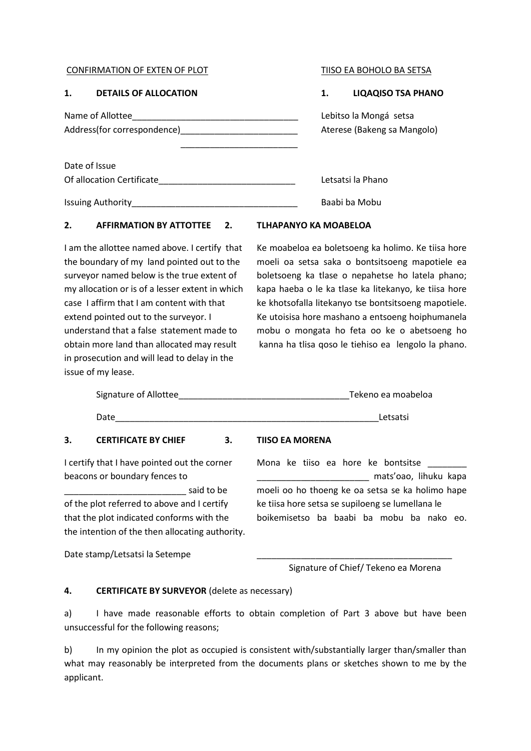CONFIRMATION OF EXTEN OF PLOT

TIISO EA BOHOLO BA SETSA

## 1. DETAILS OF ALLOCATION

## 1. LIQAQISO TSA PHANO

Name of Allottee__________________________________ Lebitso la Mongá setsa

Address(for correspondence)________________________ Aterese (Bakeng sa Mangolo)

________________________

Date of Issue
Of allocation Certificate____________________________ Letsatsi la Phano

Issuing Authority__________________________________ Baabi ba Mobu

## 2. AFFIRMATION BY ATTOTTEE

I am the allottee named above. I certify that the boundary of my land pointed out to the surveyor named below is the true extent of my allocation or is of a lesser extent in which case I affirm that I am content with that extend pointed out to the surveyor. I understand that a false statement made to obtain more land than allocated may result in prosecution and will lead to delay in the issue of my lease.

## 2. TLHAPANYO KA MOABELOA

Ke moabeloa ea boletsoeng ka holimo. Ke tiisa hore moeli oa setsa saka o bontsitsoeng mapotiele ea boletsoeng ka tlase o nepahetse ho latela phano; kapa haeba o le ka tlase ka litekanyo, ke tiisa hore ke khotsofalla litekanyo tse bontsitsoeng mapotiele. Ke utoisisa hore mashano a entsoeng hoiphumanela mobu o mongata ho feta oo ke o abetsoeng ho kanna ha tlisa qoso le tiehiso ea lengolo la phano.

Signature of Allottee__________________________________Tekeno ea moabeloa

Date_______________________________________________________Letsatsi

## 3. CERTIFICATE BY CHIEF

I certify that I have pointed out the corner beacons or boundary fences to ________________________ said to be of the plot referred to above and I certify that the plot indicated conforms with the the intention of the then allocating authority.

## 3. TIISO EA MORENA

Mona ke tiiso ea hore ke bontsitse ________ ______________________ mats'oao, lihuku kapa moeli oo ho thoeng ke oa setsa se ka holimo hape ke tiisa hore setsa se supiloeng se lumellana le boikemisetso ba baabi ba mobu ba nako eo.

Date stamp/Letsatsi la Setempe

________________________________________
Signature of Chief/ Tekeno ea Morena

## 4. CERTIFICATE BY SURVEYOR (delete as necessary)

a) I have made reasonable efforts to obtain completion of Part 3 above but have been unsuccessful for the following reasons;

b) In my opinion the plot as occupied is consistent with/substantially larger than/smaller than what may reasonably be interpreted from the documents plans or sketches shown to me by the applicant.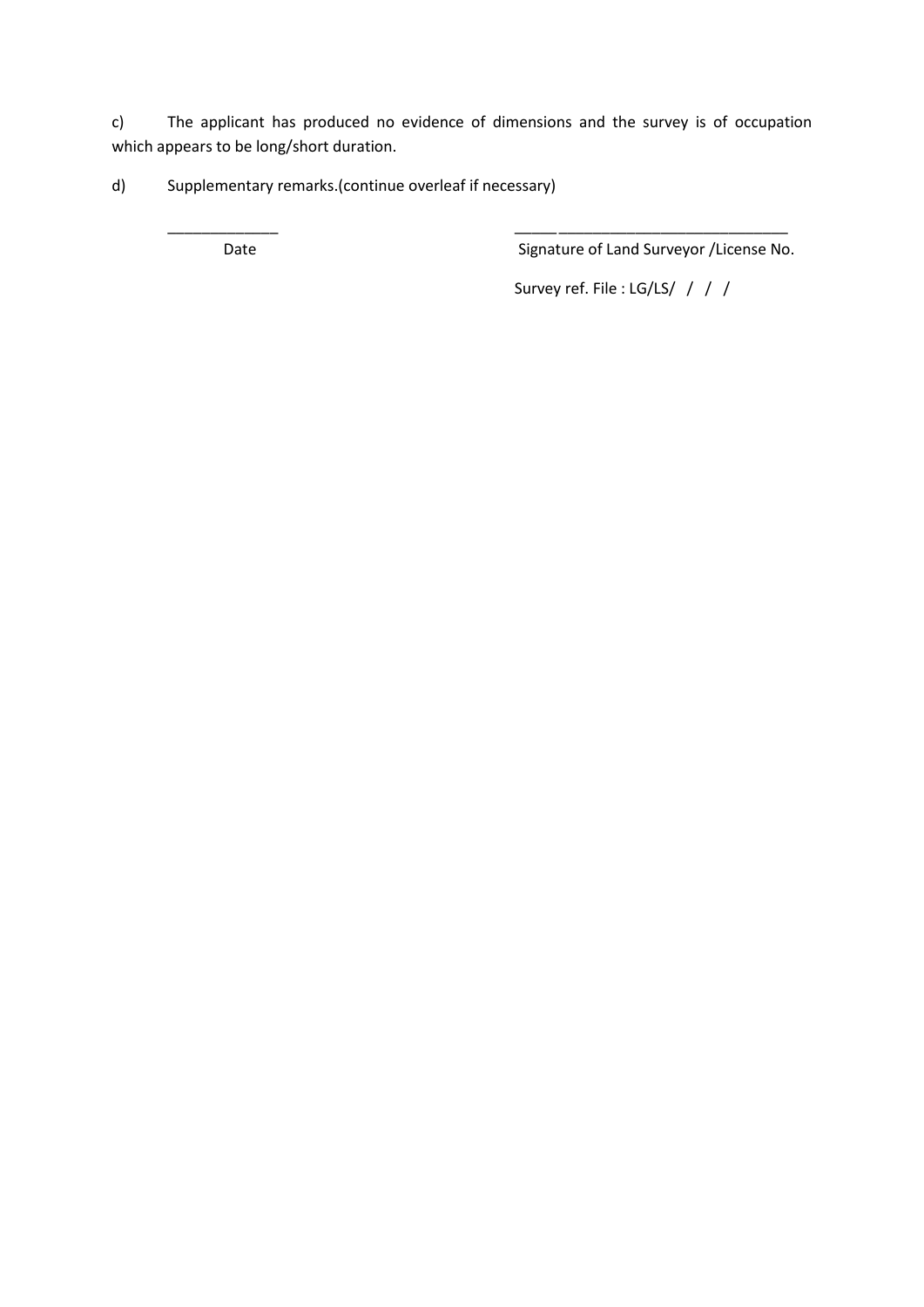c) The applicant has produced no evidence of dimensions and the survey is of occupation which appears to be long/short duration.

d) Supplementary remarks.(continue overleaf if necessary)

_____________ ______________________________

Date Signature of Land Surveyor /License No.

Survey ref. File : LG/LS/ / / /